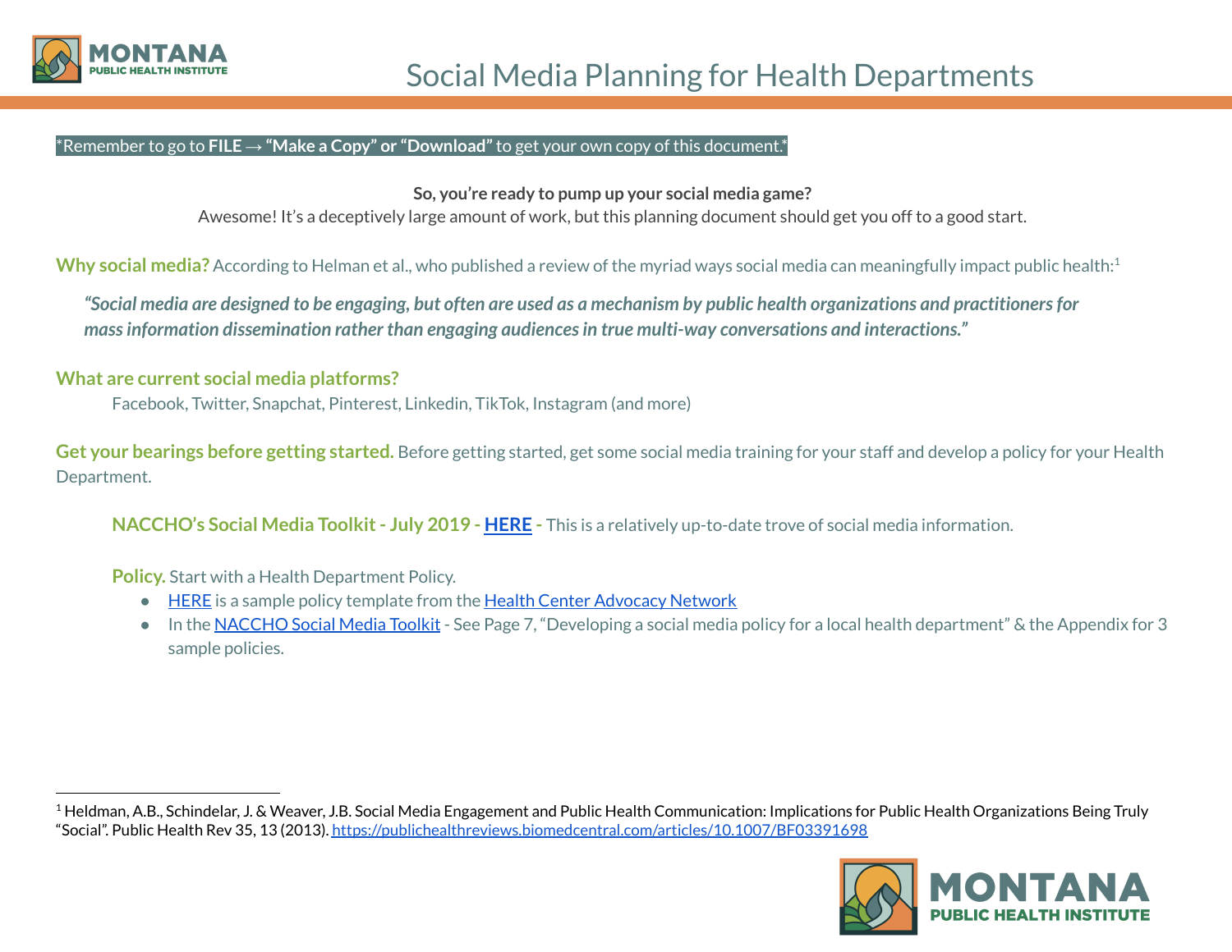# Social Media Planning for Health Departments

*Remember to go to **FILE → "Make a Copy" or "Download"** to get your own copy of this document.*

**So, you're ready to pump up your social media game?**
Awesome! It's a deceptively large amount of work, but this planning document should get you off to a good start.

**Why social media?** According to Helman et al., who published a review of the myriad ways social media can meaningfully impact public health:[1]

> ***"Social media are designed to be engaging, but often are used as a mechanism by public health organizations and practitioners for mass information dissemination rather than engaging audiences in true multi-way conversations and interactions."***

**What are current social media platforms?**

Facebook, Twitter, Snapchat, Pinterest, Linkedin, TikTok, Instagram (and more)

**Get your bearings before getting started.** Before getting started, get some social media training for your staff and develop a policy for your Health Department.

**NACCHO's Social Media Toolkit - July 2019 - HERE** - This is a relatively up-to-date trove of social media information.

**Policy.** Start with a Health Department Policy.

- HERE is a sample policy template from the Health Center Advocacy Network
- In the NACCHO Social Media Toolkit - See Page 7, "Developing a social media policy for a local health department" & the Appendix for 3 sample policies.

---

[1] Heldman, A.B., Schindelar, J. & Weaver, J.B. Social Media Engagement and Public Health Communication: Implications for Public Health Organizations Being Truly "Social". Public Health Rev 35, 13 (2013). https://publichealthreviews.biomedcentral.com/articles/10.1007/BF03391698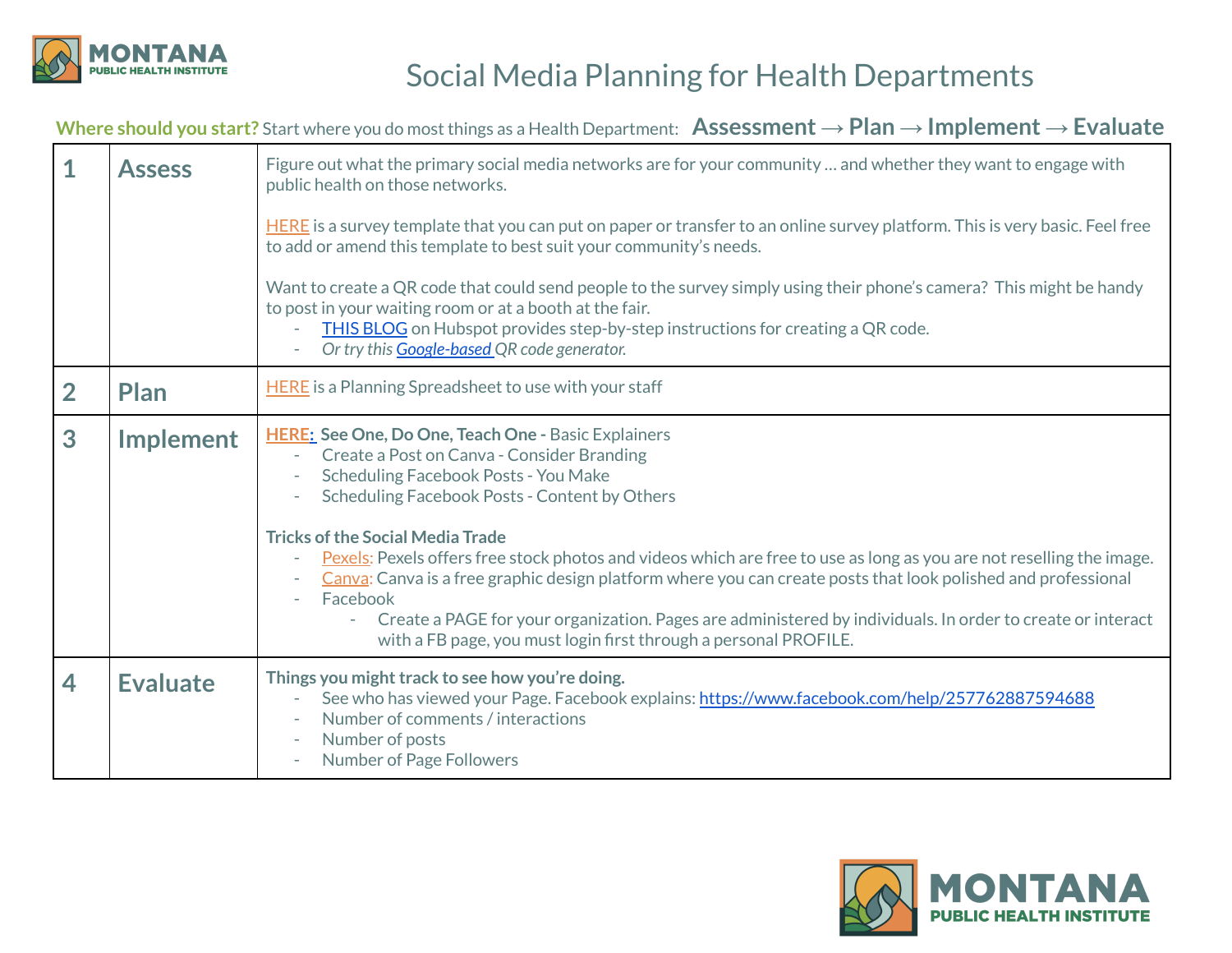# Social Media Planning for Health Departments

**Where should you start?** Start where you do most things as a Health Department: **Assessment → Plan → Implement → Evaluate**

| | | |
|---|---|---|
| **1** | **Assess** | Figure out what the primary social media networks are for your community … and whether they want to engage with public health on those networks.<br><br>HERE is a survey template that you can put on paper or transfer to an online survey platform. This is very basic. Feel free to add or amend this template to best suit your community's needs.<br><br>Want to create a QR code that could send people to the survey simply using their phone's camera? This might be handy to post in your waiting room or at a booth at the fair.<br>- THIS BLOG on Hubspot provides step-by-step instructions for creating a QR code.<br>- *Or try this Google-based QR code generator.* |
| **2** | **Plan** | HERE is a Planning Spreadsheet to use with your staff |
| **3** | **Implement** | **HERE: See One, Do One, Teach One -** Basic Explainers<br>- Create a Post on Canva - Consider Branding<br>- Scheduling Facebook Posts - You Make<br>- Scheduling Facebook Posts - Content by Others<br><br>**Tricks of the Social Media Trade**<br>- Pexels: Pexels offers free stock photos and videos which are free to use as long as you are not reselling the image.<br>- Canva: Canva is a free graphic design platform where you can create posts that look polished and professional<br>- Facebook<br>&nbsp;&nbsp;&nbsp;&nbsp;- Create a PAGE for your organization. Pages are administered by individuals. In order to create or interact with a FB page, you must login first through a personal PROFILE. |
| **4** | **Evaluate** | **Things you might track to see how you're doing.**<br>- See who has viewed your Page. Facebook explains: https://www.facebook.com/help/257762887594688<br>- Number of comments / interactions<br>- Number of posts<br>- Number of Page Followers |